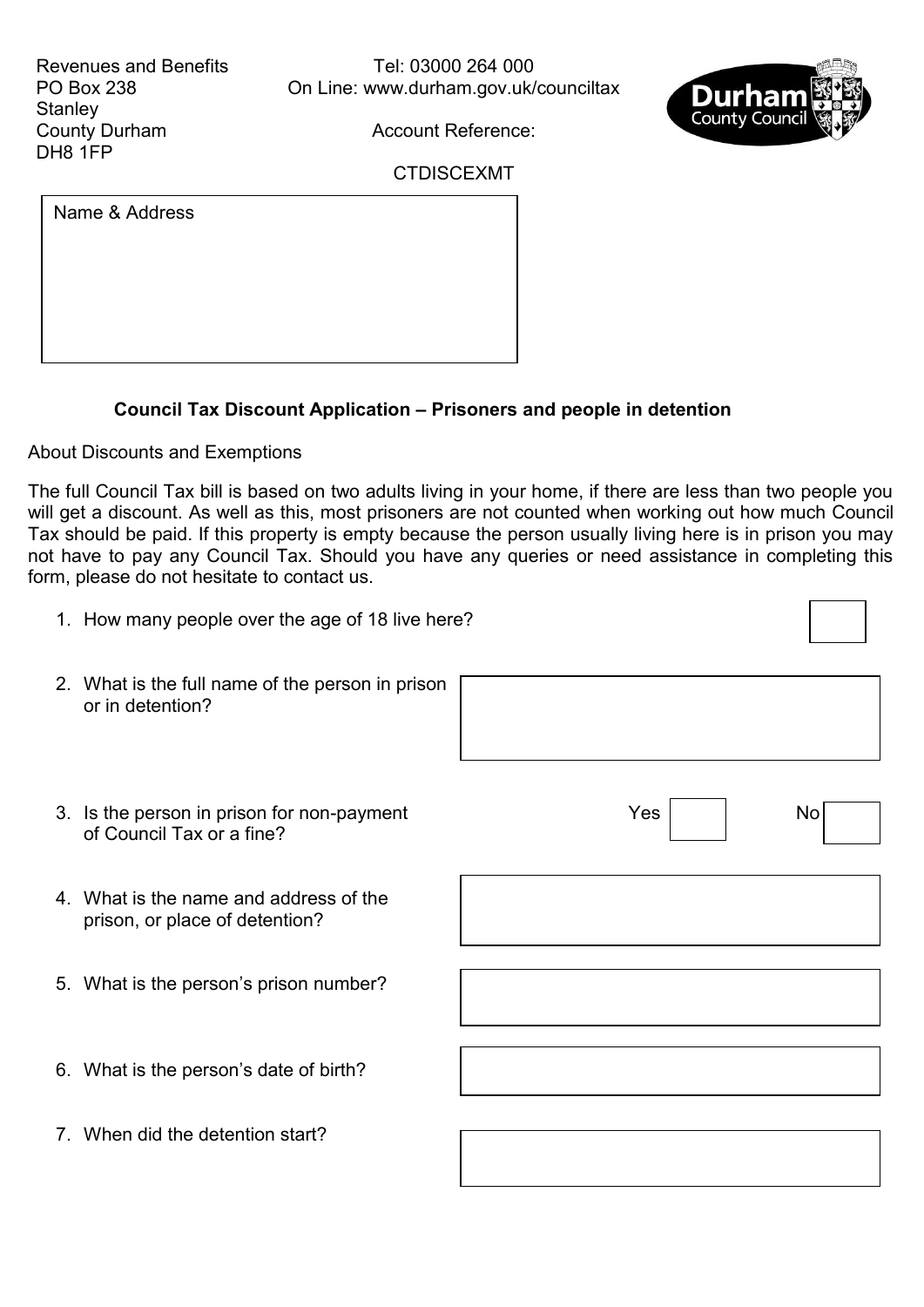Revenues and Benefits
PO Box 238
Stanley
County Durham
DH8 1FP

Tel: 03000 264 000
On Line: www.durham.gov.uk/counciltax

Account Reference:

CTDISCEXMT

Name & Address

**Council Tax Discount Application – Prisoners and people in detention**

About Discounts and Exemptions

The full Council Tax bill is based on two adults living in your home, if there are less than two people you will get a discount. As well as this, most prisoners are not counted when working out how much Council Tax should be paid. If this property is empty because the person usually living here is in prison you may not have to pay any Council Tax. Should you have any queries or need assistance in completing this form, please do not hesitate to contact us.

1. How many people over the age of 18 live here?
2. What is the full name of the person in prison or in detention?
3. Is the person in prison for non-payment of Council Tax or a fine? Yes ☐ No ☐
4. What is the name and address of the prison, or place of detention?
5. What is the person's prison number?
6. What is the person's date of birth?
7. When did the detention start?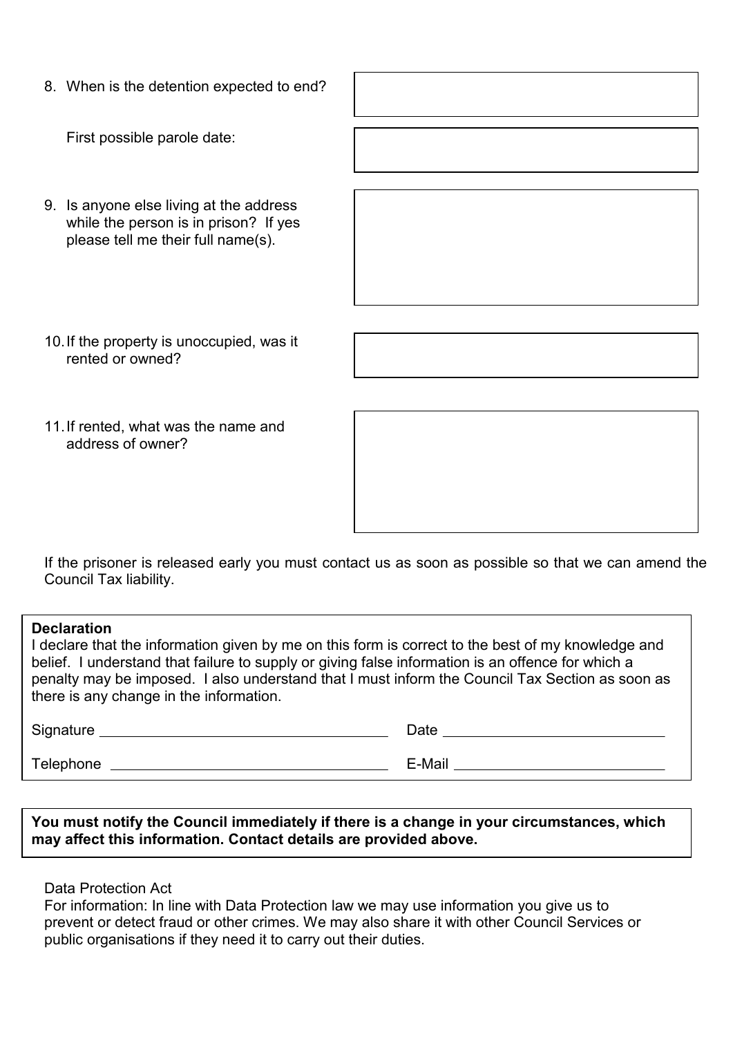8. When is the detention expected to end?

   First possible parole date:

9. Is anyone else living at the address while the person is in prison? If yes please tell me their full name(s).

10. If the property is unoccupied, was it rented or owned?

11. If rented, what was the name and address of owner?

If the prisoner is released early you must contact us as soon as possible so that we can amend the Council Tax liability.

**Declaration**

I declare that the information given by me on this form is correct to the best of my knowledge and belief. I understand that failure to supply or giving false information is an offence for which a penalty may be imposed. I also understand that I must inform the Council Tax Section as soon as there is any change in the information.

Signature ______________________ Date ______________________

Telephone ______________________ E-Mail ______________________

**You must notify the Council immediately if there is a change in your circumstances, which may affect this information. Contact details are provided above.**

Data Protection Act

For information: In line with Data Protection law we may use information you give us to prevent or detect fraud or other crimes. We may also share it with other Council Services or public organisations if they need it to carry out their duties.